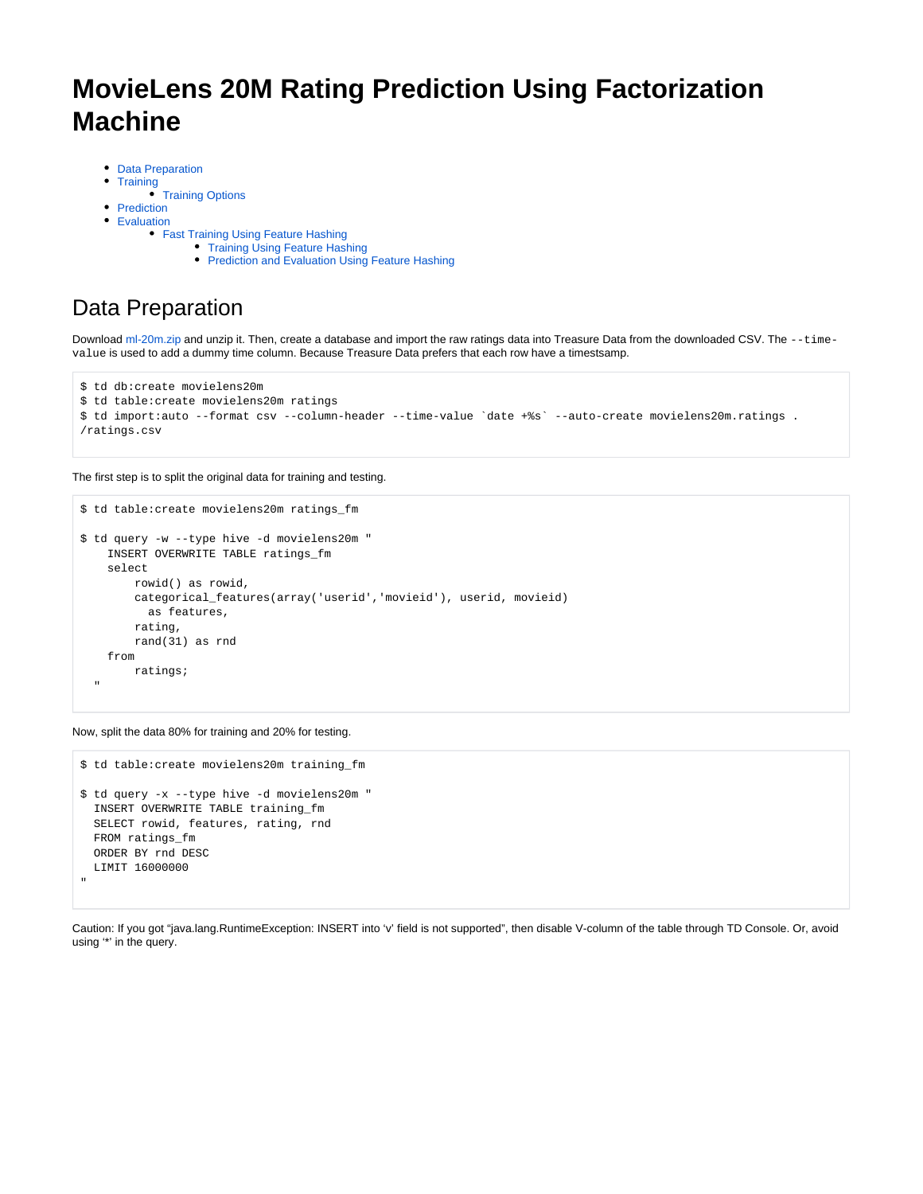# MovieLens 20M Rating Prediction Using Factorization Machine

- Data Preparation
- Training
  - Training Options
- Prediction
- Evaluation
  - Fast Training Using Feature Hashing
    - Training Using Feature Hashing
    - Prediction and Evaluation Using Feature Hashing

## Data Preparation

Download ml-20m.zip and unzip it. Then, create a database and import the raw ratings data into Treasure Data from the downloaded CSV. The `--time-value` is used to add a dummy time column. Because Treasure Data prefers that each row have a timestsamp.

```
$ td db:create movielens20m
$ td table:create movielens20m ratings
$ td import:auto --format csv --column-header --time-value `date +%s` --auto-create movielens20m.ratings .
/ratings.csv
```

The first step is to split the original data for training and testing.

```
$ td table:create movielens20m ratings_fm

$ td query -w --type hive -d movielens20m "
    INSERT OVERWRITE TABLE ratings_fm
    select
        rowid() as rowid,
        categorical_features(array('userid','movieid'), userid, movieid)
          as features,
        rating,
        rand(31) as rnd
    from
        ratings;
  "
```

Now, split the data 80% for training and 20% for testing.

```
$ td table:create movielens20m training_fm

$ td query -x --type hive -d movielens20m "
  INSERT OVERWRITE TABLE training_fm
  SELECT rowid, features, rating, rnd
  FROM ratings_fm
  ORDER BY rnd DESC
  LIMIT 16000000
"
```

Caution: If you got “java.lang.RuntimeException: INSERT into ‘v’ field is not supported”, then disable V-column of the table through TD Console. Or, avoid using ‘*’ in the query.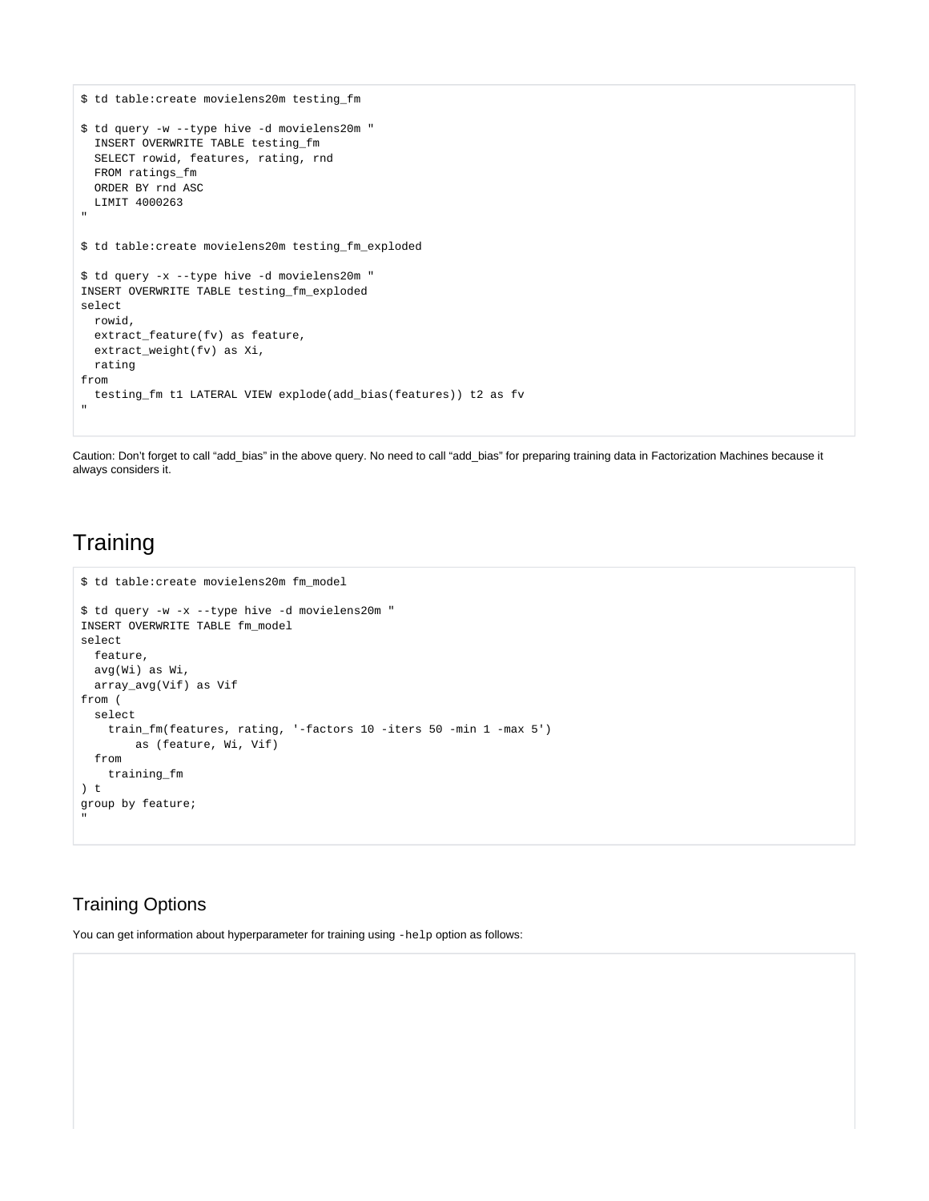```
$ td table:create movielens20m testing_fm

$ td query -w --type hive -d movielens20m "
  INSERT OVERWRITE TABLE testing_fm
  SELECT rowid, features, rating, rnd
  FROM ratings_fm
  ORDER BY rnd ASC
  LIMIT 4000263
"

$ td table:create movielens20m testing_fm_exploded

$ td query -x --type hive -d movielens20m "
INSERT OVERWRITE TABLE testing_fm_exploded
select
  rowid,
  extract_feature(fv) as feature,
  extract_weight(fv) as Xi,
  rating
from
  testing_fm t1 LATERAL VIEW explode(add_bias(features)) t2 as fv
"
```

Caution: Don't forget to call "add_bias" in the above query. No need to call "add_bias" for preparing training data in Factorization Machines because it always considers it.

# Training

```
$ td table:create movielens20m fm_model

$ td query -w -x --type hive -d movielens20m "
INSERT OVERWRITE TABLE fm_model
select
  feature,
  avg(Wi) as Wi,
  array_avg(Vif) as Vif
from (
  select
    train_fm(features, rating, '-factors 10 -iters 50 -min 1 -max 5')
        as (feature, Wi, Vif)
  from
    training_fm
) t
group by feature;
"
```

## Training Options

You can get information about hyperparameter for training using `-help` option as follows: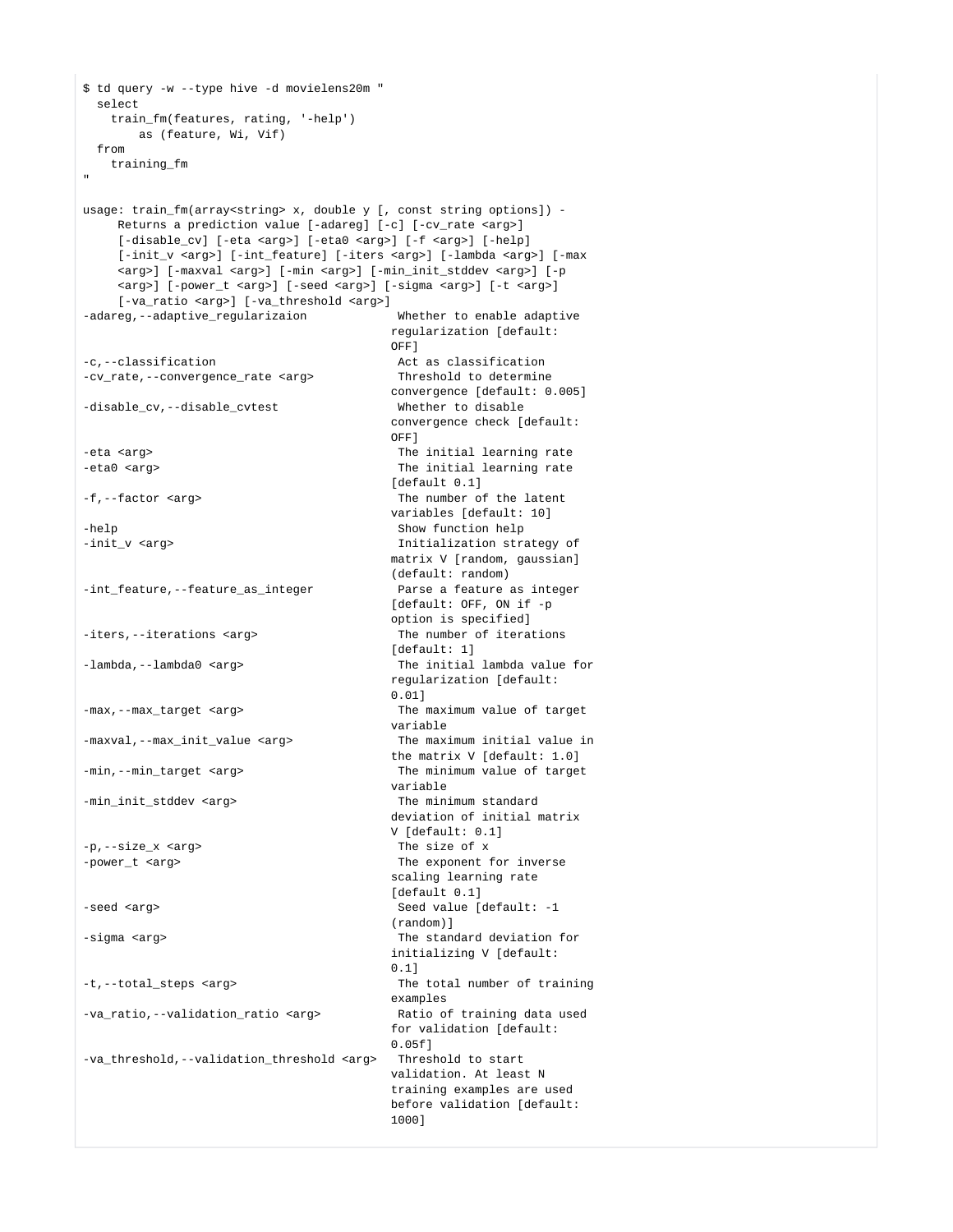```
$ td query -w --type hive -d movielens20m "
  select
    train_fm(features, rating, '-help')
        as (feature, Wi, Vif)
  from
    training_fm
"

usage: train_fm(array<string> x, double y [, const string options]) -
     Returns a prediction value [-adareg] [-c] [-cv_rate <arg>]
     [-disable_cv] [-eta <arg>] [-eta0 <arg>] [-f <arg>] [-help]
     [-init_v <arg>] [-int_feature] [-iters <arg>] [-lambda <arg>] [-max
     <arg>] [-maxval <arg>] [-min <arg>] [-min_init_stddev <arg>] [-p
     <arg>] [-power_t <arg>] [-seed <arg>] [-sigma <arg>] [-t <arg>]
     [-va_ratio <arg>] [-va_threshold <arg>]
-adareg,--adaptive_regularizaion             Whether to enable adaptive
                                             regularization [default:
                                             OFF]
-c,--classification                          Act as classification
-cv_rate,--convergence_rate <arg>            Threshold to determine
                                             convergence [default: 0.005]
-disable_cv,--disable_cvtest                 Whether to disable
                                             convergence check [default:
                                             OFF]
-eta <arg>                                   The initial learning rate
-eta0 <arg>                                  The initial learning rate
                                             [default 0.1]
-f,--factor <arg>                            The number of the latent
                                             variables [default: 10]
-help                                        Show function help
-init_v <arg>                                Initialization strategy of
                                             matrix V [random, gaussian]
                                             (default: random)
-int_feature,--feature_as_integer            Parse a feature as integer
                                             [default: OFF, ON if -p
                                             option is specified]
-iters,--iterations <arg>                    The number of iterations
                                             [default: 1]
-lambda,--lambda0 <arg>                      The initial lambda value for
                                             regularization [default:
                                             0.01]
-max,--max_target <arg>                      The maximum value of target
                                             variable
-maxval,--max_init_value <arg>               The maximum initial value in
                                             the matrix V [default: 1.0]
-min,--min_target <arg>                      The minimum value of target
                                             variable
-min_init_stddev <arg>                       The minimum standard
                                             deviation of initial matrix
                                             V [default: 0.1]
-p,--size_x <arg>                            The size of x
-power_t <arg>                               The exponent for inverse
                                             scaling learning rate
                                             [default 0.1]
-seed <arg>                                  Seed value [default: -1
                                             (random)]
-sigma <arg>                                 The standard deviation for
                                             initializing V [default:
                                             0.1]
-t,--total_steps <arg>                       The total number of training
                                             examples
-va_ratio,--validation_ratio <arg>           Ratio of training data used
                                             for validation [default:
                                             0.05f]
-va_threshold,--validation_threshold <arg>   Threshold to start
                                             validation. At least N
                                             training examples are used
                                             before validation [default:
                                             1000]
```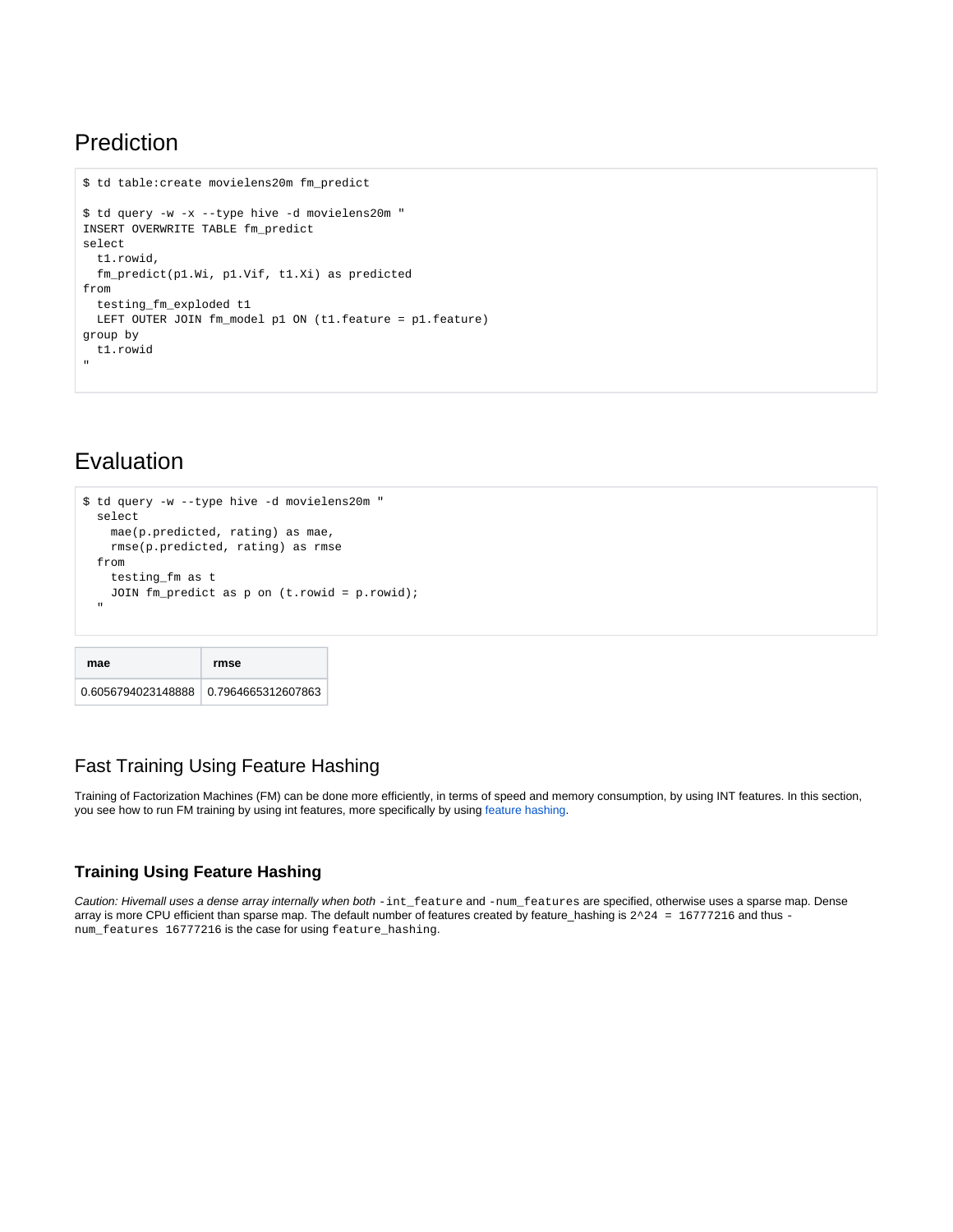## Prediction

```
$ td table:create movielens20m fm_predict

$ td query -w -x --type hive -d movielens20m "
INSERT OVERWRITE TABLE fm_predict
select
  t1.rowid,
  fm_predict(p1.Wi, p1.Vif, t1.Xi) as predicted
from
  testing_fm_exploded t1
  LEFT OUTER JOIN fm_model p1 ON (t1.feature = p1.feature)
group by
  t1.rowid
"
```

## Evaluation

```
$ td query -w --type hive -d movielens20m "
  select
    mae(p.predicted, rating) as mae,
    rmse(p.predicted, rating) as rmse
  from
    testing_fm as t
    JOIN fm_predict as p on (t.rowid = p.rowid);
  "
```

| mae | rmse |
| --- | --- |
| 0.6056794023148888 | 0.7964665312607863 |

### Fast Training Using Feature Hashing

Training of Factorization Machines (FM) can be done more efficiently, in terms of speed and memory consumption, by using INT features. In this section, you see how to run FM training by using int features, more specifically by using feature hashing.

#### Training Using Feature Hashing

*Caution: Hivemall uses a dense array internally when both* `-int_feature` and `-num_features` are specified, otherwise uses a sparse map. Dense array is more CPU efficient than sparse map. The default number of features created by feature_hashing is `2^24 = 16777216` and thus `-num_features 16777216` is the case for using `feature_hashing`.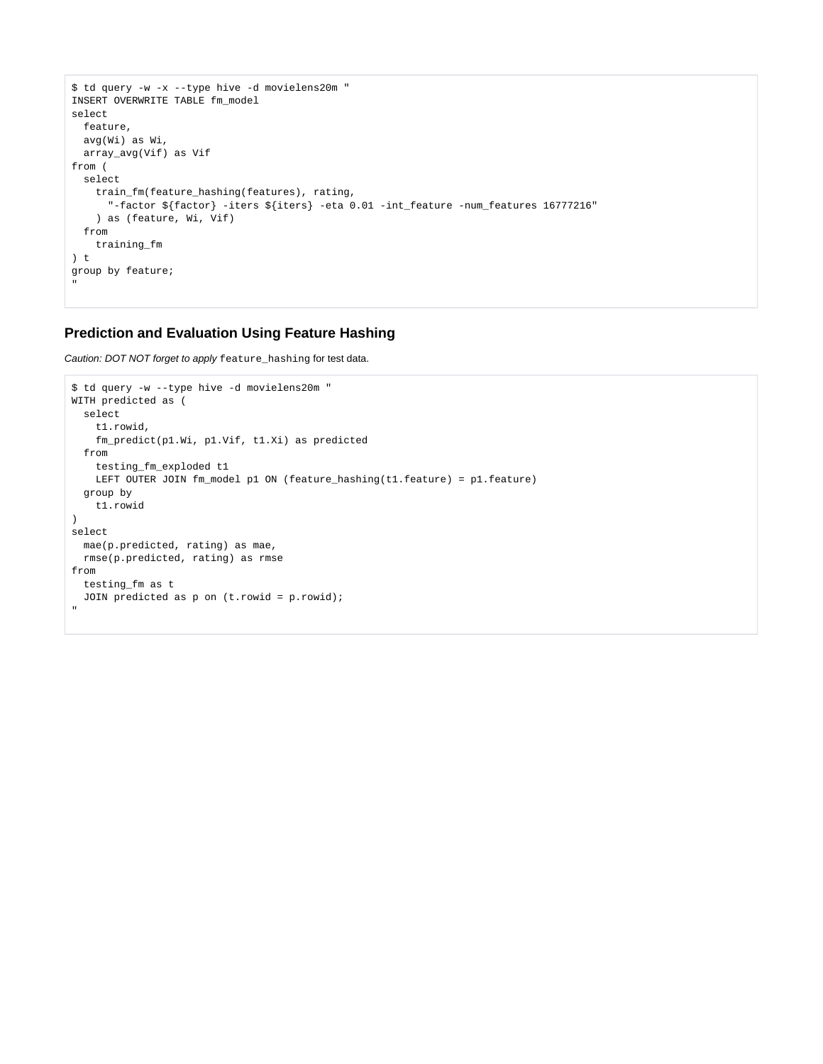```
$ td query -w -x --type hive -d movielens20m "
INSERT OVERWRITE TABLE fm_model
select
  feature,
  avg(Wi) as Wi,
  array_avg(Vif) as Vif
from (
  select
    train_fm(feature_hashing(features), rating,
      "-factor ${factor} -iters ${iters} -eta 0.01 -int_feature -num_features 16777216"
    ) as (feature, Wi, Vif)
  from
    training_fm
) t
group by feature;
"
```

### Prediction and Evaluation Using Feature Hashing

*Caution: DOT NOT forget to apply* `feature_hashing` for test data.

```
$ td query -w --type hive -d movielens20m "
WITH predicted as (
  select
    t1.rowid,
    fm_predict(p1.Wi, p1.Vif, t1.Xi) as predicted
  from
    testing_fm_exploded t1
    LEFT OUTER JOIN fm_model p1 ON (feature_hashing(t1.feature) = p1.feature)
  group by
    t1.rowid
)
select
  mae(p.predicted, rating) as mae,
  rmse(p.predicted, rating) as rmse
from
  testing_fm as t
  JOIN predicted as p on (t.rowid = p.rowid);
"
```